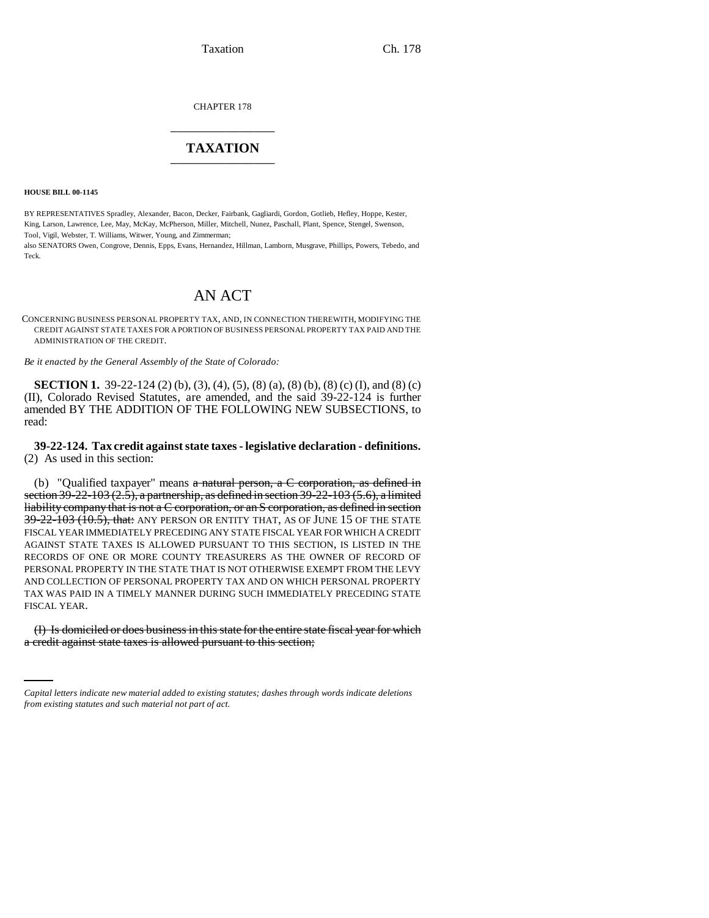CHAPTER 178

# TAXATION

**HOUSE BILL 00-1145**

BY REPRESENTATIVES Spradley, Alexander, Bacon, Decker, Fairbank, Gagliardi, Gordon, Gotlieb, Hefley, Hoppe, Kester, King, Larson, Lawrence, Lee, May, McKay, McPherson, Miller, Mitchell, Nunez, Paschall, Plant, Spence, Stengel, Swenson, Tool, Vigil, Webster, T. Williams, Witwer, Young, and Zimmerman;

also SENATORS Owen, Congrove, Dennis, Epps, Evans, Hernandez, Hillman, Lamborn, Musgrave, Phillips, Powers, Tebedo, and Teck.

## AN ACT

CONCERNING BUSINESS PERSONAL PROPERTY TAX, AND, IN CONNECTION THEREWITH, MODIFYING THE CREDIT AGAINST STATE TAXES FOR A PORTION OF BUSINESS PERSONAL PROPERTY TAX PAID AND THE ADMINISTRATION OF THE CREDIT.

*Be it enacted by the General Assembly of the State of Colorado:*

**SECTION 1.** 39-22-124 (2) (b), (3), (4), (5), (8) (a), (8) (b), (8) (c) (I), and (8) (c) (II), Colorado Revised Statutes, are amended, and the said 39-22-124 is further amended BY THE ADDITION OF THE FOLLOWING NEW SUBSECTIONS, to read:

**39-22-124. Tax credit against state taxes - legislative declaration - definitions.** (2) As used in this section:

(b) "Qualified taxpayer" means ~~a natural person, a C corporation, as defined in section 39-22-103 (2.5), a partnership, as defined in section 39-22-103 (5.6), a limited liability company that is not a C corporation, or an S corporation, as defined in section 39-22-103 (10.5), that:~~ ANY PERSON OR ENTITY THAT, AS OF JUNE 15 OF THE STATE FISCAL YEAR IMMEDIATELY PRECEDING ANY STATE FISCAL YEAR FOR WHICH A CREDIT AGAINST STATE TAXES IS ALLOWED PURSUANT TO THIS SECTION, IS LISTED IN THE RECORDS OF ONE OR MORE COUNTY TREASURERS AS THE OWNER OF RECORD OF PERSONAL PROPERTY IN THE STATE THAT IS NOT OTHERWISE EXEMPT FROM THE LEVY AND COLLECTION OF PERSONAL PROPERTY TAX AND ON WHICH PERSONAL PROPERTY TAX WAS PAID IN A TIMELY MANNER DURING SUCH IMMEDIATELY PRECEDING STATE FISCAL YEAR.

~~(I) Is domiciled or does business in this state for the entire state fiscal year for which a credit against state taxes is allowed pursuant to this section;~~

*Capital letters indicate new material added to existing statutes; dashes through words indicate deletions from existing statutes and such material not part of act.*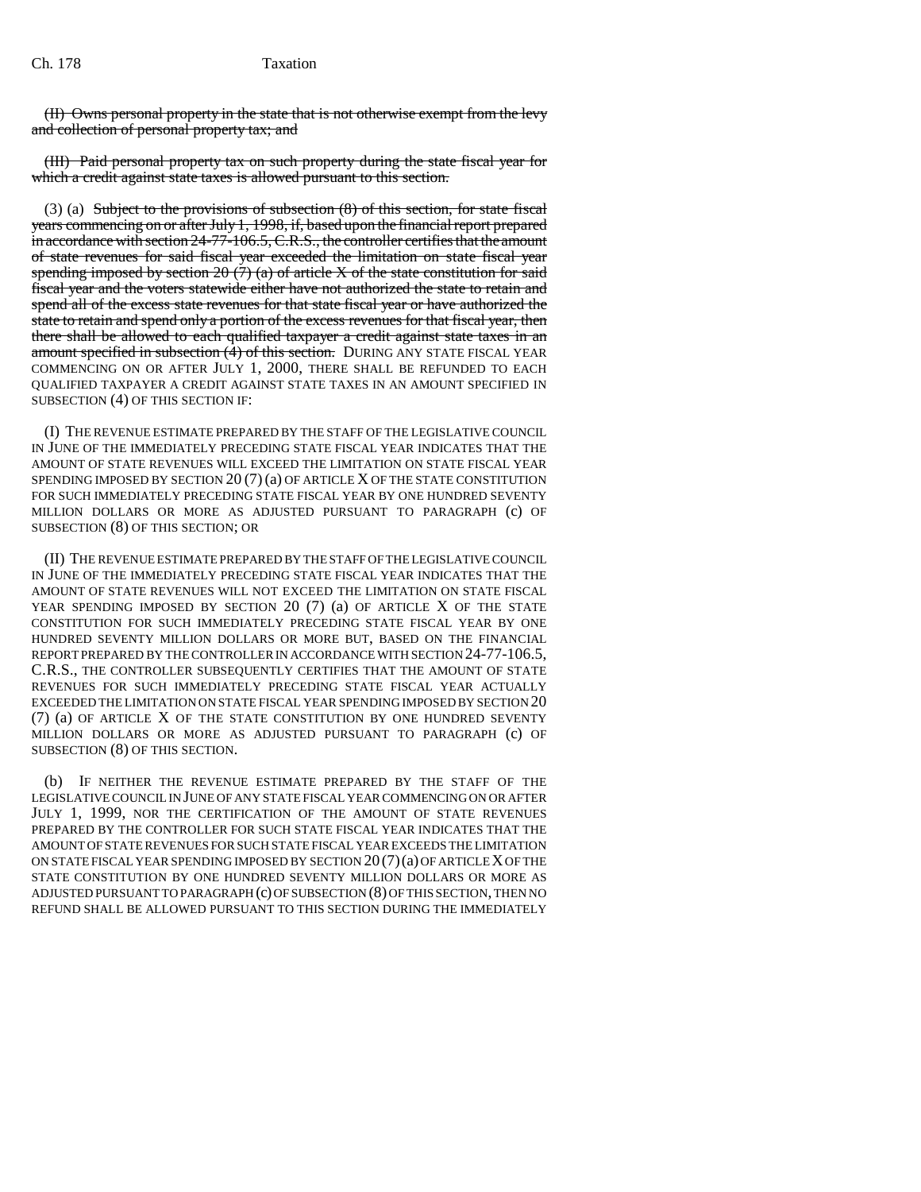~~(II) Owns personal property in the state that is not otherwise exempt from the levy and collection of personal property tax; and~~

~~(III) Paid personal property tax on such property during the state fiscal year for which a credit against state taxes is allowed pursuant to this section.~~

(3) (a) ~~Subject to the provisions of subsection (8) of this section, for state fiscal years commencing on or after July 1, 1998, if, based upon the financial report prepared in accordance with section 24-77-106.5, C.R.S., the controller certifies that the amount of state revenues for said fiscal year exceeded the limitation on state fiscal year spending imposed by section 20 (7) (a) of article X of the state constitution for said fiscal year and the voters statewide either have not authorized the state to retain and spend all of the excess state revenues for that state fiscal year or have authorized the state to retain and spend only a portion of the excess revenues for that fiscal year, then there shall be allowed to each qualified taxpayer a credit against state taxes in an amount specified in subsection (4) of this section.~~ DURING ANY STATE FISCAL YEAR COMMENCING ON OR AFTER JULY 1, 2000, THERE SHALL BE REFUNDED TO EACH QUALIFIED TAXPAYER A CREDIT AGAINST STATE TAXES IN AN AMOUNT SPECIFIED IN SUBSECTION (4) OF THIS SECTION IF:

(I) THE REVENUE ESTIMATE PREPARED BY THE STAFF OF THE LEGISLATIVE COUNCIL IN JUNE OF THE IMMEDIATELY PRECEDING STATE FISCAL YEAR INDICATES THAT THE AMOUNT OF STATE REVENUES WILL EXCEED THE LIMITATION ON STATE FISCAL YEAR SPENDING IMPOSED BY SECTION 20 (7) (a) OF ARTICLE X OF THE STATE CONSTITUTION FOR SUCH IMMEDIATELY PRECEDING STATE FISCAL YEAR BY ONE HUNDRED SEVENTY MILLION DOLLARS OR MORE AS ADJUSTED PURSUANT TO PARAGRAPH (c) OF SUBSECTION (8) OF THIS SECTION; OR

(II) THE REVENUE ESTIMATE PREPARED BY THE STAFF OF THE LEGISLATIVE COUNCIL IN JUNE OF THE IMMEDIATELY PRECEDING STATE FISCAL YEAR INDICATES THAT THE AMOUNT OF STATE REVENUES WILL NOT EXCEED THE LIMITATION ON STATE FISCAL YEAR SPENDING IMPOSED BY SECTION 20 (7) (a) OF ARTICLE X OF THE STATE CONSTITUTION FOR SUCH IMMEDIATELY PRECEDING STATE FISCAL YEAR BY ONE HUNDRED SEVENTY MILLION DOLLARS OR MORE BUT, BASED ON THE FINANCIAL REPORT PREPARED BY THE CONTROLLER IN ACCORDANCE WITH SECTION 24-77-106.5, C.R.S., THE CONTROLLER SUBSEQUENTLY CERTIFIES THAT THE AMOUNT OF STATE REVENUES FOR SUCH IMMEDIATELY PRECEDING STATE FISCAL YEAR ACTUALLY EXCEEDED THE LIMITATION ON STATE FISCAL YEAR SPENDING IMPOSED BY SECTION 20 (7) (a) OF ARTICLE X OF THE STATE CONSTITUTION BY ONE HUNDRED SEVENTY MILLION DOLLARS OR MORE AS ADJUSTED PURSUANT TO PARAGRAPH (c) OF SUBSECTION (8) OF THIS SECTION.

(b) IF NEITHER THE REVENUE ESTIMATE PREPARED BY THE STAFF OF THE LEGISLATIVE COUNCIL IN JUNE OF ANY STATE FISCAL YEAR COMMENCING ON OR AFTER JULY 1, 1999, NOR THE CERTIFICATION OF THE AMOUNT OF STATE REVENUES PREPARED BY THE CONTROLLER FOR SUCH STATE FISCAL YEAR INDICATES THAT THE AMOUNT OF STATE REVENUES FOR SUCH STATE FISCAL YEAR EXCEEDS THE LIMITATION ON STATE FISCAL YEAR SPENDING IMPOSED BY SECTION 20 (7) (a) OF ARTICLE X OF THE STATE CONSTITUTION BY ONE HUNDRED SEVENTY MILLION DOLLARS OR MORE AS ADJUSTED PURSUANT TO PARAGRAPH (c) OF SUBSECTION (8) OF THIS SECTION, THEN NO REFUND SHALL BE ALLOWED PURSUANT TO THIS SECTION DURING THE IMMEDIATELY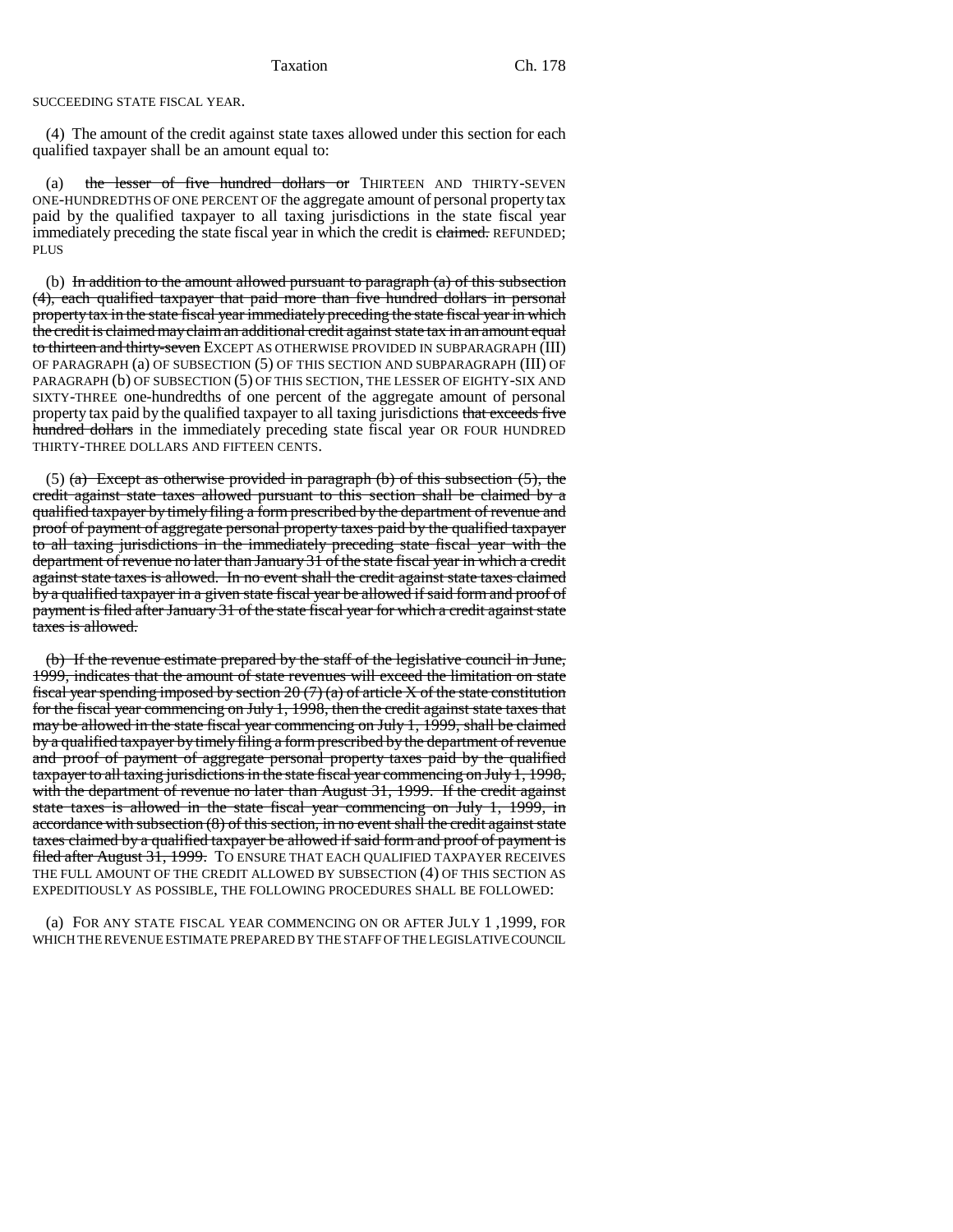SUCCEEDING STATE FISCAL YEAR.

(4) The amount of the credit against state taxes allowed under this section for each qualified taxpayer shall be an amount equal to:

(a) ~~the lesser of five hundred dollars or~~ THIRTEEN AND THIRTY-SEVEN ONE-HUNDREDTHS OF ONE PERCENT OF the aggregate amount of personal property tax paid by the qualified taxpayer to all taxing jurisdictions in the state fiscal year immediately preceding the state fiscal year in which the credit is ~~claimed.~~ REFUNDED; PLUS

(b) ~~In addition to the amount allowed pursuant to paragraph (a) of this subsection (4), each qualified taxpayer that paid more than five hundred dollars in personal property tax in the state fiscal year immediately preceding the state fiscal year in which the credit is claimed may claim an additional credit against state tax in an amount equal to thirteen and thirty-seven~~ EXCEPT AS OTHERWISE PROVIDED IN SUBPARAGRAPH (III) OF PARAGRAPH (a) OF SUBSECTION (5) OF THIS SECTION AND SUBPARAGRAPH (III) OF PARAGRAPH (b) OF SUBSECTION (5) OF THIS SECTION, THE LESSER OF EIGHTY-SIX AND SIXTY-THREE one-hundredths of one percent of the aggregate amount of personal property tax paid by the qualified taxpayer to all taxing jurisdictions ~~that exceeds five hundred dollars~~ in the immediately preceding state fiscal year OR FOUR HUNDRED THIRTY-THREE DOLLARS AND FIFTEEN CENTS.

(5) ~~(a) Except as otherwise provided in paragraph (b) of this subsection (5), the credit against state taxes allowed pursuant to this section shall be claimed by a qualified taxpayer by timely filing a form prescribed by the department of revenue and proof of payment of aggregate personal property taxes paid by the qualified taxpayer to all taxing jurisdictions in the immediately preceding state fiscal year with the department of revenue no later than January 31 of the state fiscal year in which a credit against state taxes is allowed. In no event shall the credit against state taxes claimed by a qualified taxpayer in a given state fiscal year be allowed if said form and proof of payment is filed after January 31 of the state fiscal year for which a credit against state taxes is allowed.~~

~~(b) If the revenue estimate prepared by the staff of the legislative council in June, 1999, indicates that the amount of state revenues will exceed the limitation on state fiscal year spending imposed by section 20 (7) (a) of article X of the state constitution for the fiscal year commencing on July 1, 1998, then the credit against state taxes that may be allowed in the state fiscal year commencing on July 1, 1999, shall be claimed by a qualified taxpayer by timely filing a form prescribed by the department of revenue and proof of payment of aggregate personal property taxes paid by the qualified taxpayer to all taxing jurisdictions in the state fiscal year commencing on July 1, 1998, with the department of revenue no later than August 31, 1999. If the credit against state taxes is allowed in the state fiscal year commencing on July 1, 1999, in accordance with subsection (8) of this section, in no event shall the credit against state taxes claimed by a qualified taxpayer be allowed if said form and proof of payment is filed after August 31, 1999.~~ TO ENSURE THAT EACH QUALIFIED TAXPAYER RECEIVES THE FULL AMOUNT OF THE CREDIT ALLOWED BY SUBSECTION (4) OF THIS SECTION AS EXPEDITIOUSLY AS POSSIBLE, THE FOLLOWING PROCEDURES SHALL BE FOLLOWED:

(a) FOR ANY STATE FISCAL YEAR COMMENCING ON OR AFTER JULY 1 ,1999, FOR WHICH THE REVENUE ESTIMATE PREPARED BY THE STAFF OF THE LEGISLATIVE COUNCIL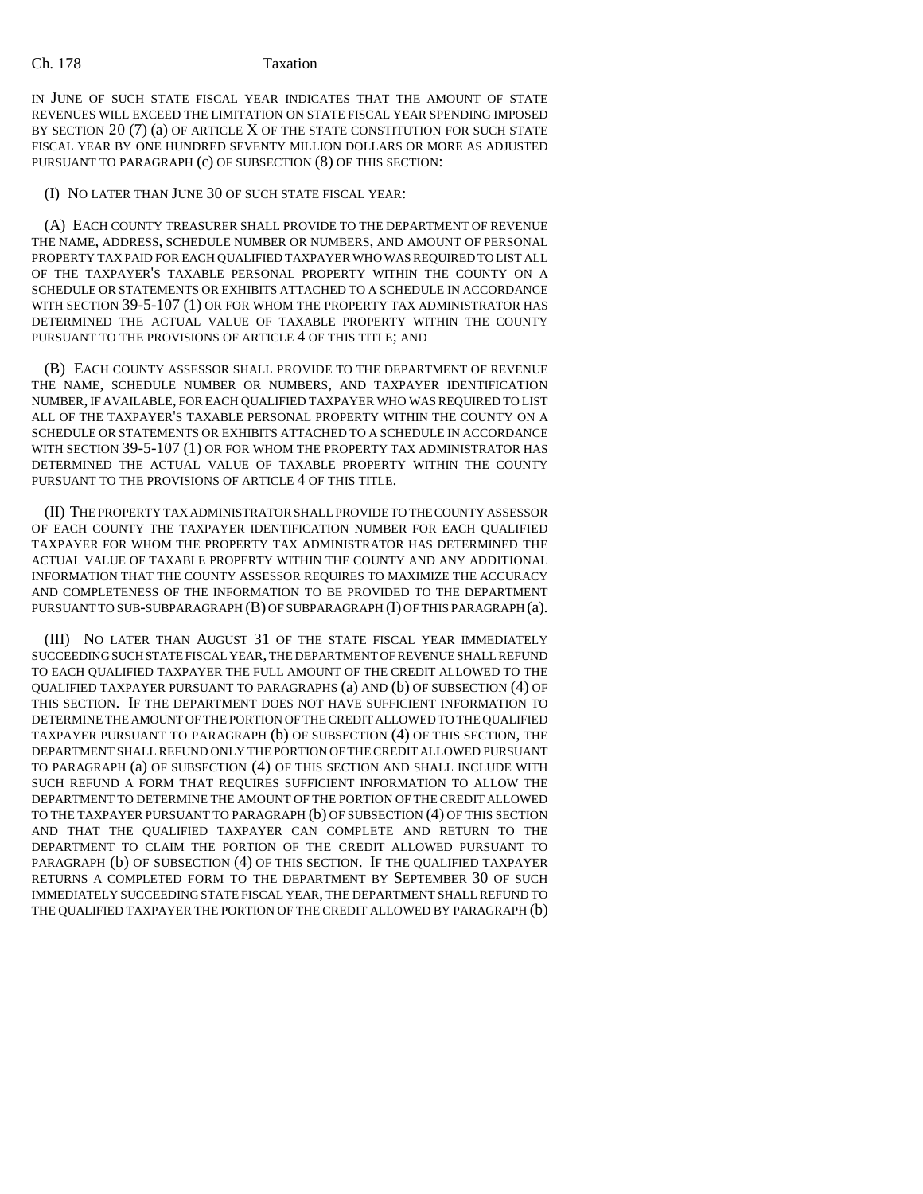IN JUNE OF SUCH STATE FISCAL YEAR INDICATES THAT THE AMOUNT OF STATE REVENUES WILL EXCEED THE LIMITATION ON STATE FISCAL YEAR SPENDING IMPOSED BY SECTION 20 (7) (a) OF ARTICLE X OF THE STATE CONSTITUTION FOR SUCH STATE FISCAL YEAR BY ONE HUNDRED SEVENTY MILLION DOLLARS OR MORE AS ADJUSTED PURSUANT TO PARAGRAPH (c) OF SUBSECTION (8) OF THIS SECTION:

(I) NO LATER THAN JUNE 30 OF SUCH STATE FISCAL YEAR:

(A) EACH COUNTY TREASURER SHALL PROVIDE TO THE DEPARTMENT OF REVENUE THE NAME, ADDRESS, SCHEDULE NUMBER OR NUMBERS, AND AMOUNT OF PERSONAL PROPERTY TAX PAID FOR EACH QUALIFIED TAXPAYER WHO WAS REQUIRED TO LIST ALL OF THE TAXPAYER'S TAXABLE PERSONAL PROPERTY WITHIN THE COUNTY ON A SCHEDULE OR STATEMENTS OR EXHIBITS ATTACHED TO A SCHEDULE IN ACCORDANCE WITH SECTION 39-5-107 (1) OR FOR WHOM THE PROPERTY TAX ADMINISTRATOR HAS DETERMINED THE ACTUAL VALUE OF TAXABLE PROPERTY WITHIN THE COUNTY PURSUANT TO THE PROVISIONS OF ARTICLE 4 OF THIS TITLE; AND

(B) EACH COUNTY ASSESSOR SHALL PROVIDE TO THE DEPARTMENT OF REVENUE THE NAME, SCHEDULE NUMBER OR NUMBERS, AND TAXPAYER IDENTIFICATION NUMBER, IF AVAILABLE, FOR EACH QUALIFIED TAXPAYER WHO WAS REQUIRED TO LIST ALL OF THE TAXPAYER'S TAXABLE PERSONAL PROPERTY WITHIN THE COUNTY ON A SCHEDULE OR STATEMENTS OR EXHIBITS ATTACHED TO A SCHEDULE IN ACCORDANCE WITH SECTION 39-5-107 (1) OR FOR WHOM THE PROPERTY TAX ADMINISTRATOR HAS DETERMINED THE ACTUAL VALUE OF TAXABLE PROPERTY WITHIN THE COUNTY PURSUANT TO THE PROVISIONS OF ARTICLE 4 OF THIS TITLE.

(II) THE PROPERTY TAX ADMINISTRATOR SHALL PROVIDE TO THE COUNTY ASSESSOR OF EACH COUNTY THE TAXPAYER IDENTIFICATION NUMBER FOR EACH QUALIFIED TAXPAYER FOR WHOM THE PROPERTY TAX ADMINISTRATOR HAS DETERMINED THE ACTUAL VALUE OF TAXABLE PROPERTY WITHIN THE COUNTY AND ANY ADDITIONAL INFORMATION THAT THE COUNTY ASSESSOR REQUIRES TO MAXIMIZE THE ACCURACY AND COMPLETENESS OF THE INFORMATION TO BE PROVIDED TO THE DEPARTMENT PURSUANT TO SUB-SUBPARAGRAPH (B) OF SUBPARAGRAPH (I) OF THIS PARAGRAPH (a).

(III) NO LATER THAN AUGUST 31 OF THE STATE FISCAL YEAR IMMEDIATELY SUCCEEDING SUCH STATE FISCAL YEAR, THE DEPARTMENT OF REVENUE SHALL REFUND TO EACH QUALIFIED TAXPAYER THE FULL AMOUNT OF THE CREDIT ALLOWED TO THE QUALIFIED TAXPAYER PURSUANT TO PARAGRAPHS (a) AND (b) OF SUBSECTION (4) OF THIS SECTION. IF THE DEPARTMENT DOES NOT HAVE SUFFICIENT INFORMATION TO DETERMINE THE AMOUNT OF THE PORTION OF THE CREDIT ALLOWED TO THE QUALIFIED TAXPAYER PURSUANT TO PARAGRAPH (b) OF SUBSECTION (4) OF THIS SECTION, THE DEPARTMENT SHALL REFUND ONLY THE PORTION OF THE CREDIT ALLOWED PURSUANT TO PARAGRAPH (a) OF SUBSECTION (4) OF THIS SECTION AND SHALL INCLUDE WITH SUCH REFUND A FORM THAT REQUIRES SUFFICIENT INFORMATION TO ALLOW THE DEPARTMENT TO DETERMINE THE AMOUNT OF THE PORTION OF THE CREDIT ALLOWED TO THE TAXPAYER PURSUANT TO PARAGRAPH (b) OF SUBSECTION (4) OF THIS SECTION AND THAT THE QUALIFIED TAXPAYER CAN COMPLETE AND RETURN TO THE DEPARTMENT TO CLAIM THE PORTION OF THE CREDIT ALLOWED PURSUANT TO PARAGRAPH (b) OF SUBSECTION (4) OF THIS SECTION. IF THE QUALIFIED TAXPAYER RETURNS A COMPLETED FORM TO THE DEPARTMENT BY SEPTEMBER 30 OF SUCH IMMEDIATELY SUCCEEDING STATE FISCAL YEAR, THE DEPARTMENT SHALL REFUND TO THE QUALIFIED TAXPAYER THE PORTION OF THE CREDIT ALLOWED BY PARAGRAPH (b)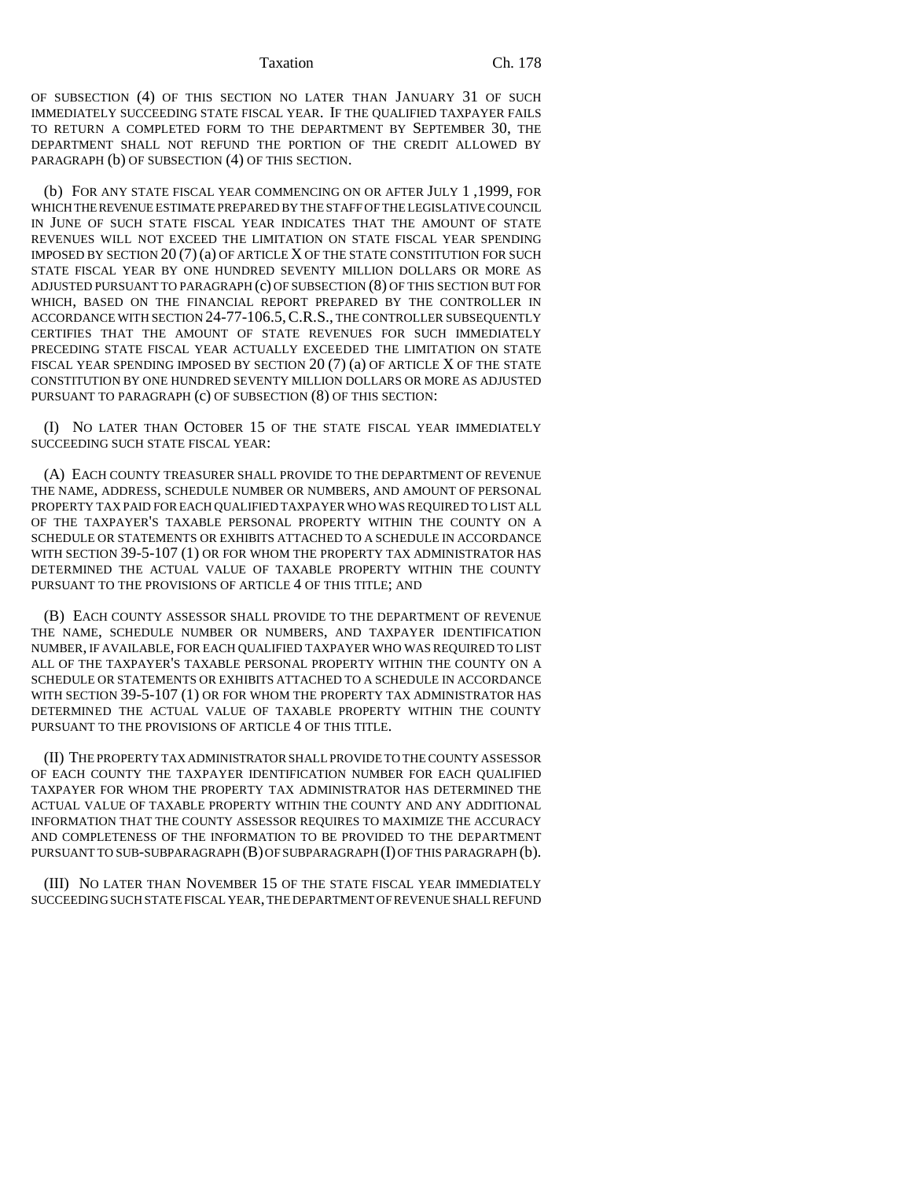OF SUBSECTION (4) OF THIS SECTION NO LATER THAN JANUARY 31 OF SUCH IMMEDIATELY SUCCEEDING STATE FISCAL YEAR. IF THE QUALIFIED TAXPAYER FAILS TO RETURN A COMPLETED FORM TO THE DEPARTMENT BY SEPTEMBER 30, THE DEPARTMENT SHALL NOT REFUND THE PORTION OF THE CREDIT ALLOWED BY PARAGRAPH (b) OF SUBSECTION (4) OF THIS SECTION.

(b) FOR ANY STATE FISCAL YEAR COMMENCING ON OR AFTER JULY 1 ,1999, FOR WHICH THE REVENUE ESTIMATE PREPARED BY THE STAFF OF THE LEGISLATIVE COUNCIL IN JUNE OF SUCH STATE FISCAL YEAR INDICATES THAT THE AMOUNT OF STATE REVENUES WILL NOT EXCEED THE LIMITATION ON STATE FISCAL YEAR SPENDING IMPOSED BY SECTION 20 (7) (a) OF ARTICLE X OF THE STATE CONSTITUTION FOR SUCH STATE FISCAL YEAR BY ONE HUNDRED SEVENTY MILLION DOLLARS OR MORE AS ADJUSTED PURSUANT TO PARAGRAPH (c) OF SUBSECTION (8) OF THIS SECTION BUT FOR WHICH, BASED ON THE FINANCIAL REPORT PREPARED BY THE CONTROLLER IN ACCORDANCE WITH SECTION 24-77-106.5, C.R.S., THE CONTROLLER SUBSEQUENTLY CERTIFIES THAT THE AMOUNT OF STATE REVENUES FOR SUCH IMMEDIATELY PRECEDING STATE FISCAL YEAR ACTUALLY EXCEEDED THE LIMITATION ON STATE FISCAL YEAR SPENDING IMPOSED BY SECTION 20 (7) (a) OF ARTICLE X OF THE STATE CONSTITUTION BY ONE HUNDRED SEVENTY MILLION DOLLARS OR MORE AS ADJUSTED PURSUANT TO PARAGRAPH (c) OF SUBSECTION (8) OF THIS SECTION:

(I) NO LATER THAN OCTOBER 15 OF THE STATE FISCAL YEAR IMMEDIATELY SUCCEEDING SUCH STATE FISCAL YEAR:

(A) EACH COUNTY TREASURER SHALL PROVIDE TO THE DEPARTMENT OF REVENUE THE NAME, ADDRESS, SCHEDULE NUMBER OR NUMBERS, AND AMOUNT OF PERSONAL PROPERTY TAX PAID FOR EACH QUALIFIED TAXPAYER WHO WAS REQUIRED TO LIST ALL OF THE TAXPAYER'S TAXABLE PERSONAL PROPERTY WITHIN THE COUNTY ON A SCHEDULE OR STATEMENTS OR EXHIBITS ATTACHED TO A SCHEDULE IN ACCORDANCE WITH SECTION 39-5-107 (1) OR FOR WHOM THE PROPERTY TAX ADMINISTRATOR HAS DETERMINED THE ACTUAL VALUE OF TAXABLE PROPERTY WITHIN THE COUNTY PURSUANT TO THE PROVISIONS OF ARTICLE 4 OF THIS TITLE; AND

(B) EACH COUNTY ASSESSOR SHALL PROVIDE TO THE DEPARTMENT OF REVENUE THE NAME, SCHEDULE NUMBER OR NUMBERS, AND TAXPAYER IDENTIFICATION NUMBER, IF AVAILABLE, FOR EACH QUALIFIED TAXPAYER WHO WAS REQUIRED TO LIST ALL OF THE TAXPAYER'S TAXABLE PERSONAL PROPERTY WITHIN THE COUNTY ON A SCHEDULE OR STATEMENTS OR EXHIBITS ATTACHED TO A SCHEDULE IN ACCORDANCE WITH SECTION 39-5-107 (1) OR FOR WHOM THE PROPERTY TAX ADMINISTRATOR HAS DETERMINED THE ACTUAL VALUE OF TAXABLE PROPERTY WITHIN THE COUNTY PURSUANT TO THE PROVISIONS OF ARTICLE 4 OF THIS TITLE.

(II) THE PROPERTY TAX ADMINISTRATOR SHALL PROVIDE TO THE COUNTY ASSESSOR OF EACH COUNTY THE TAXPAYER IDENTIFICATION NUMBER FOR EACH QUALIFIED TAXPAYER FOR WHOM THE PROPERTY TAX ADMINISTRATOR HAS DETERMINED THE ACTUAL VALUE OF TAXABLE PROPERTY WITHIN THE COUNTY AND ANY ADDITIONAL INFORMATION THAT THE COUNTY ASSESSOR REQUIRES TO MAXIMIZE THE ACCURACY AND COMPLETENESS OF THE INFORMATION TO BE PROVIDED TO THE DEPARTMENT PURSUANT TO SUB-SUBPARAGRAPH (B) OF SUBPARAGRAPH (I) OF THIS PARAGRAPH (b).

(III) NO LATER THAN NOVEMBER 15 OF THE STATE FISCAL YEAR IMMEDIATELY SUCCEEDING SUCH STATE FISCAL YEAR, THE DEPARTMENT OF REVENUE SHALL REFUND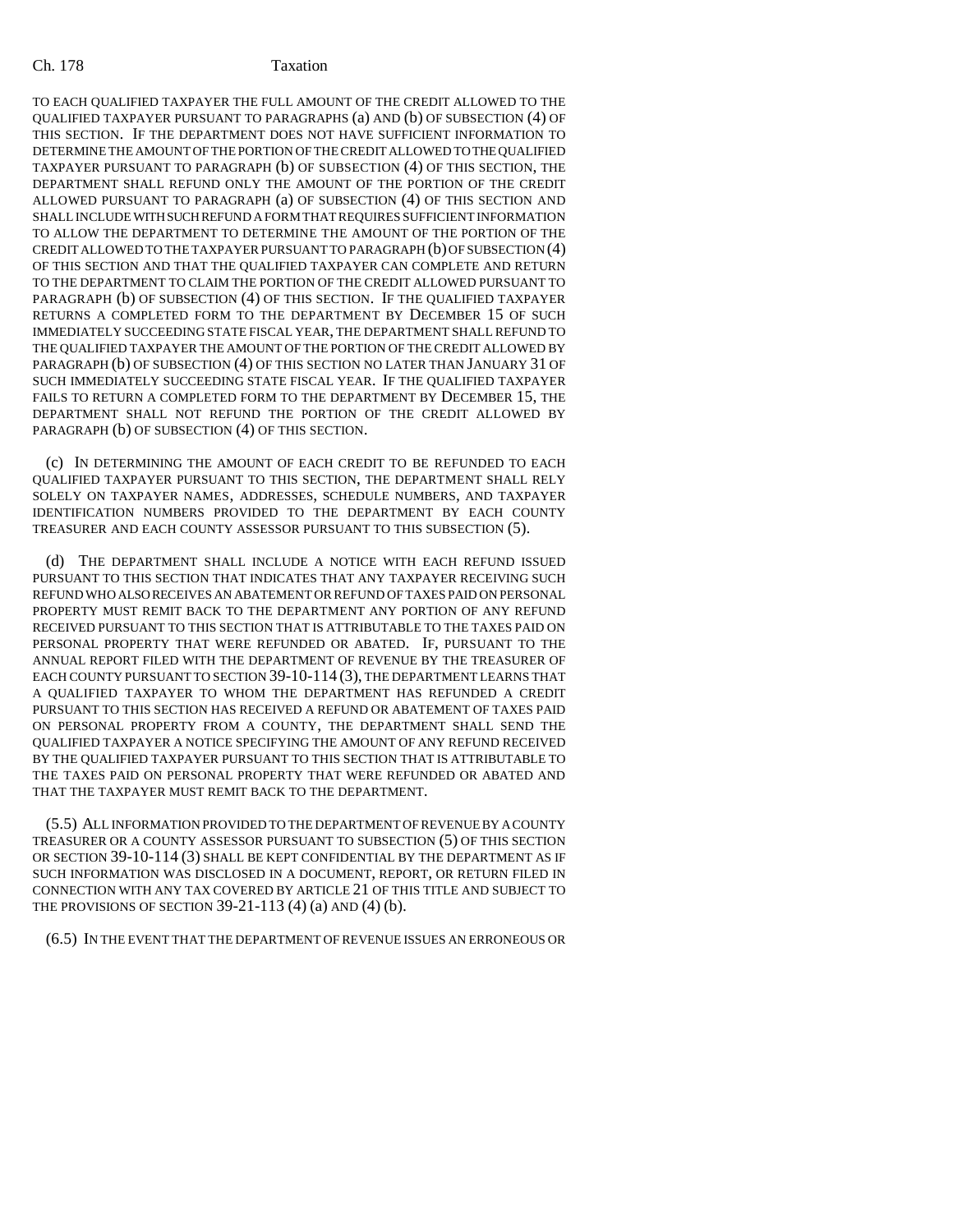TO EACH QUALIFIED TAXPAYER THE FULL AMOUNT OF THE CREDIT ALLOWED TO THE QUALIFIED TAXPAYER PURSUANT TO PARAGRAPHS (a) AND (b) OF SUBSECTION (4) OF THIS SECTION. IF THE DEPARTMENT DOES NOT HAVE SUFFICIENT INFORMATION TO DETERMINE THE AMOUNT OF THE PORTION OF THE CREDIT ALLOWED TO THE QUALIFIED TAXPAYER PURSUANT TO PARAGRAPH (b) OF SUBSECTION (4) OF THIS SECTION, THE DEPARTMENT SHALL REFUND ONLY THE AMOUNT OF THE PORTION OF THE CREDIT ALLOWED PURSUANT TO PARAGRAPH (a) OF SUBSECTION (4) OF THIS SECTION AND SHALL INCLUDE WITH SUCH REFUND A FORM THAT REQUIRES SUFFICIENT INFORMATION TO ALLOW THE DEPARTMENT TO DETERMINE THE AMOUNT OF THE PORTION OF THE CREDIT ALLOWED TO THE TAXPAYER PURSUANT TO PARAGRAPH (b) OF SUBSECTION (4) OF THIS SECTION AND THAT THE QUALIFIED TAXPAYER CAN COMPLETE AND RETURN TO THE DEPARTMENT TO CLAIM THE PORTION OF THE CREDIT ALLOWED PURSUANT TO PARAGRAPH (b) OF SUBSECTION (4) OF THIS SECTION. IF THE QUALIFIED TAXPAYER RETURNS A COMPLETED FORM TO THE DEPARTMENT BY DECEMBER 15 OF SUCH IMMEDIATELY SUCCEEDING STATE FISCAL YEAR, THE DEPARTMENT SHALL REFUND TO THE QUALIFIED TAXPAYER THE AMOUNT OF THE PORTION OF THE CREDIT ALLOWED BY PARAGRAPH (b) OF SUBSECTION (4) OF THIS SECTION NO LATER THAN JANUARY 31 OF SUCH IMMEDIATELY SUCCEEDING STATE FISCAL YEAR. IF THE QUALIFIED TAXPAYER FAILS TO RETURN A COMPLETED FORM TO THE DEPARTMENT BY DECEMBER 15, THE DEPARTMENT SHALL NOT REFUND THE PORTION OF THE CREDIT ALLOWED BY PARAGRAPH (b) OF SUBSECTION (4) OF THIS SECTION.

(c) IN DETERMINING THE AMOUNT OF EACH CREDIT TO BE REFUNDED TO EACH QUALIFIED TAXPAYER PURSUANT TO THIS SECTION, THE DEPARTMENT SHALL RELY SOLELY ON TAXPAYER NAMES, ADDRESSES, SCHEDULE NUMBERS, AND TAXPAYER IDENTIFICATION NUMBERS PROVIDED TO THE DEPARTMENT BY EACH COUNTY TREASURER AND EACH COUNTY ASSESSOR PURSUANT TO THIS SUBSECTION (5).

(d) THE DEPARTMENT SHALL INCLUDE A NOTICE WITH EACH REFUND ISSUED PURSUANT TO THIS SECTION THAT INDICATES THAT ANY TAXPAYER RECEIVING SUCH REFUND WHO ALSO RECEIVES AN ABATEMENT OR REFUND OF TAXES PAID ON PERSONAL PROPERTY MUST REMIT BACK TO THE DEPARTMENT ANY PORTION OF ANY REFUND RECEIVED PURSUANT TO THIS SECTION THAT IS ATTRIBUTABLE TO THE TAXES PAID ON PERSONAL PROPERTY THAT WERE REFUNDED OR ABATED. IF, PURSUANT TO THE ANNUAL REPORT FILED WITH THE DEPARTMENT OF REVENUE BY THE TREASURER OF EACH COUNTY PURSUANT TO SECTION 39-10-114 (3), THE DEPARTMENT LEARNS THAT A QUALIFIED TAXPAYER TO WHOM THE DEPARTMENT HAS REFUNDED A CREDIT PURSUANT TO THIS SECTION HAS RECEIVED A REFUND OR ABATEMENT OF TAXES PAID ON PERSONAL PROPERTY FROM A COUNTY, THE DEPARTMENT SHALL SEND THE QUALIFIED TAXPAYER A NOTICE SPECIFYING THE AMOUNT OF ANY REFUND RECEIVED BY THE QUALIFIED TAXPAYER PURSUANT TO THIS SECTION THAT IS ATTRIBUTABLE TO THE TAXES PAID ON PERSONAL PROPERTY THAT WERE REFUNDED OR ABATED AND THAT THE TAXPAYER MUST REMIT BACK TO THE DEPARTMENT.

(5.5) ALL INFORMATION PROVIDED TO THE DEPARTMENT OF REVENUE BY A COUNTY TREASURER OR A COUNTY ASSESSOR PURSUANT TO SUBSECTION (5) OF THIS SECTION OR SECTION 39-10-114 (3) SHALL BE KEPT CONFIDENTIAL BY THE DEPARTMENT AS IF SUCH INFORMATION WAS DISCLOSED IN A DOCUMENT, REPORT, OR RETURN FILED IN CONNECTION WITH ANY TAX COVERED BY ARTICLE 21 OF THIS TITLE AND SUBJECT TO THE PROVISIONS OF SECTION 39-21-113 (4) (a) AND (4) (b).

(6.5) IN THE EVENT THAT THE DEPARTMENT OF REVENUE ISSUES AN ERRONEOUS OR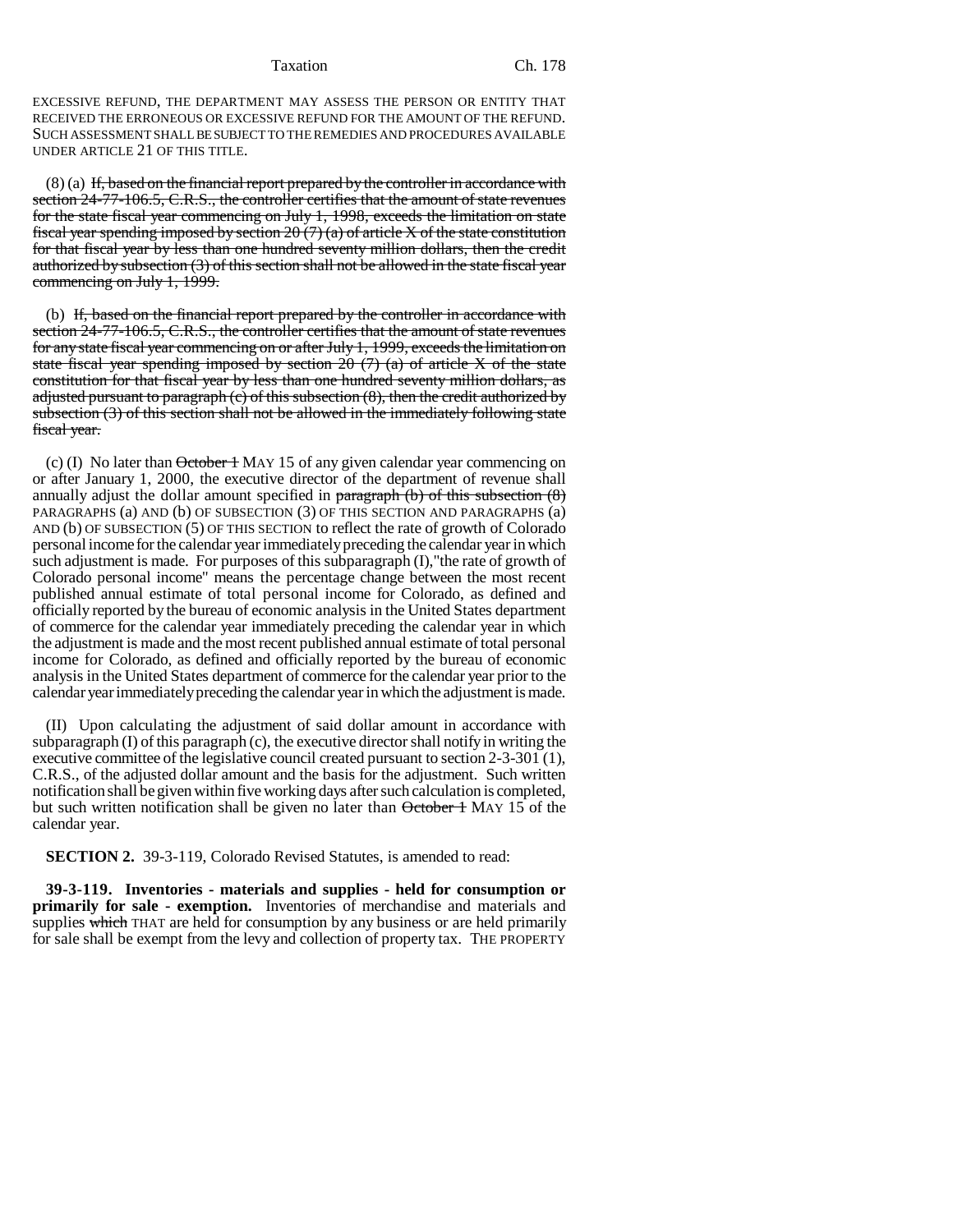EXCESSIVE REFUND, THE DEPARTMENT MAY ASSESS THE PERSON OR ENTITY THAT RECEIVED THE ERRONEOUS OR EXCESSIVE REFUND FOR THE AMOUNT OF THE REFUND. SUCH ASSESSMENT SHALL BE SUBJECT TO THE REMEDIES AND PROCEDURES AVAILABLE UNDER ARTICLE 21 OF THIS TITLE.

(8) (a) ~~If, based on the financial report prepared by the controller in accordance with section 24-77-106.5, C.R.S., the controller certifies that the amount of state revenues for the state fiscal year commencing on July 1, 1998, exceeds the limitation on state fiscal year spending imposed by section 20 (7) (a) of article X of the state constitution for that fiscal year by less than one hundred seventy million dollars, then the credit authorized by subsection (3) of this section shall not be allowed in the state fiscal year commencing on July 1, 1999.~~

(b) ~~If, based on the financial report prepared by the controller in accordance with section 24-77-106.5, C.R.S., the controller certifies that the amount of state revenues for any state fiscal year commencing on or after July 1, 1999, exceeds the limitation on state fiscal year spending imposed by section 20 (7) (a) of article X of the state constitution for that fiscal year by less than one hundred seventy million dollars, as adjusted pursuant to paragraph (c) of this subsection (8), then the credit authorized by subsection (3) of this section shall not be allowed in the immediately following state fiscal year.~~

(c) (I) No later than ~~October 1~~ MAY 15 of any given calendar year commencing on or after January 1, 2000, the executive director of the department of revenue shall annually adjust the dollar amount specified in ~~paragraph (b) of this subsection (8)~~ PARAGRAPHS (a) AND (b) OF SUBSECTION (3) OF THIS SECTION AND PARAGRAPHS (a) AND (b) OF SUBSECTION (5) OF THIS SECTION to reflect the rate of growth of Colorado personal income for the calendar year immediately preceding the calendar year in which such adjustment is made. For purposes of this subparagraph (I),"the rate of growth of Colorado personal income" means the percentage change between the most recent published annual estimate of total personal income for Colorado, as defined and officially reported by the bureau of economic analysis in the United States department of commerce for the calendar year immediately preceding the calendar year in which the adjustment is made and the most recent published annual estimate of total personal income for Colorado, as defined and officially reported by the bureau of economic analysis in the United States department of commerce for the calendar year prior to the calendar year immediately preceding the calendar year in which the adjustment is made.

(II) Upon calculating the adjustment of said dollar amount in accordance with subparagraph (I) of this paragraph (c), the executive director shall notify in writing the executive committee of the legislative council created pursuant to section 2-3-301 (1), C.R.S., of the adjusted dollar amount and the basis for the adjustment. Such written notification shall be given within five working days after such calculation is completed, but such written notification shall be given no later than ~~October 1~~ MAY 15 of the calendar year.

**SECTION 2.** 39-3-119, Colorado Revised Statutes, is amended to read:

**39-3-119. Inventories - materials and supplies - held for consumption or primarily for sale - exemption.** Inventories of merchandise and materials and supplies ~~which~~ THAT are held for consumption by any business or are held primarily for sale shall be exempt from the levy and collection of property tax. THE PROPERTY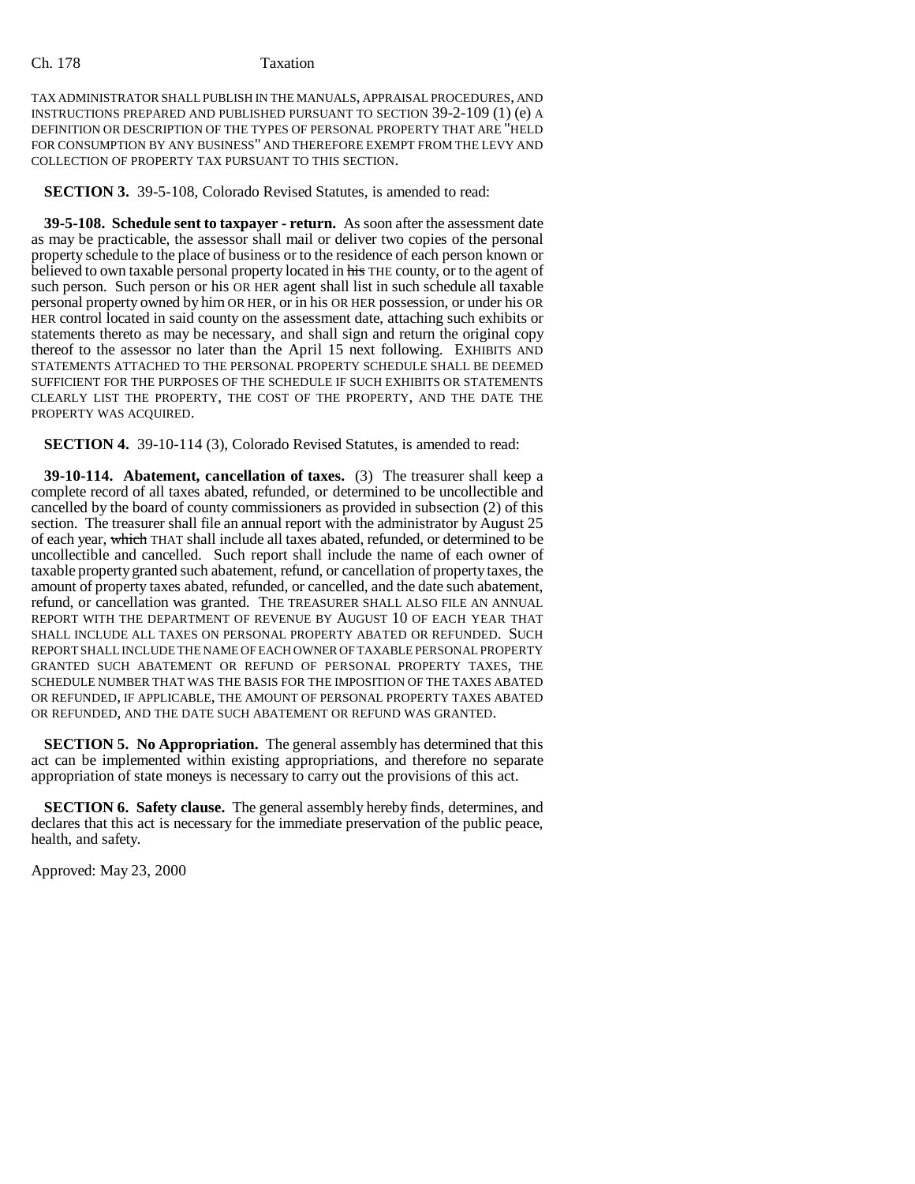TAX ADMINISTRATOR SHALL PUBLISH IN THE MANUALS, APPRAISAL PROCEDURES, AND INSTRUCTIONS PREPARED AND PUBLISHED PURSUANT TO SECTION 39-2-109 (1) (e) A DEFINITION OR DESCRIPTION OF THE TYPES OF PERSONAL PROPERTY THAT ARE "HELD FOR CONSUMPTION BY ANY BUSINESS" AND THEREFORE EXEMPT FROM THE LEVY AND COLLECTION OF PROPERTY TAX PURSUANT TO THIS SECTION.

**SECTION 3.** 39-5-108, Colorado Revised Statutes, is amended to read:

**39-5-108. Schedule sent to taxpayer - return.** As soon after the assessment date as may be practicable, the assessor shall mail or deliver two copies of the personal property schedule to the place of business or to the residence of each person known or believed to own taxable personal property located in ~~his~~ THE county, or to the agent of such person. Such person or his OR HER agent shall list in such schedule all taxable personal property owned by him OR HER, or in his OR HER possession, or under his OR HER control located in said county on the assessment date, attaching such exhibits or statements thereto as may be necessary, and shall sign and return the original copy thereof to the assessor no later than the April 15 next following. EXHIBITS AND STATEMENTS ATTACHED TO THE PERSONAL PROPERTY SCHEDULE SHALL BE DEEMED SUFFICIENT FOR THE PURPOSES OF THE SCHEDULE IF SUCH EXHIBITS OR STATEMENTS CLEARLY LIST THE PROPERTY, THE COST OF THE PROPERTY, AND THE DATE THE PROPERTY WAS ACQUIRED.

**SECTION 4.** 39-10-114 (3), Colorado Revised Statutes, is amended to read:

**39-10-114. Abatement, cancellation of taxes.** (3) The treasurer shall keep a complete record of all taxes abated, refunded, or determined to be uncollectible and cancelled by the board of county commissioners as provided in subsection (2) of this section. The treasurer shall file an annual report with the administrator by August 25 of each year, ~~which~~ THAT shall include all taxes abated, refunded, or determined to be uncollectible and cancelled. Such report shall include the name of each owner of taxable property granted such abatement, refund, or cancellation of property taxes, the amount of property taxes abated, refunded, or cancelled, and the date such abatement, refund, or cancellation was granted. THE TREASURER SHALL ALSO FILE AN ANNUAL REPORT WITH THE DEPARTMENT OF REVENUE BY AUGUST 10 OF EACH YEAR THAT SHALL INCLUDE ALL TAXES ON PERSONAL PROPERTY ABATED OR REFUNDED. SUCH REPORT SHALL INCLUDE THE NAME OF EACH OWNER OF TAXABLE PERSONAL PROPERTY GRANTED SUCH ABATEMENT OR REFUND OF PERSONAL PROPERTY TAXES, THE SCHEDULE NUMBER THAT WAS THE BASIS FOR THE IMPOSITION OF THE TAXES ABATED OR REFUNDED, IF APPLICABLE, THE AMOUNT OF PERSONAL PROPERTY TAXES ABATED OR REFUNDED, AND THE DATE SUCH ABATEMENT OR REFUND WAS GRANTED.

**SECTION 5. No Appropriation.** The general assembly has determined that this act can be implemented within existing appropriations, and therefore no separate appropriation of state moneys is necessary to carry out the provisions of this act.

**SECTION 6. Safety clause.** The general assembly hereby finds, determines, and declares that this act is necessary for the immediate preservation of the public peace, health, and safety.

Approved: May 23, 2000